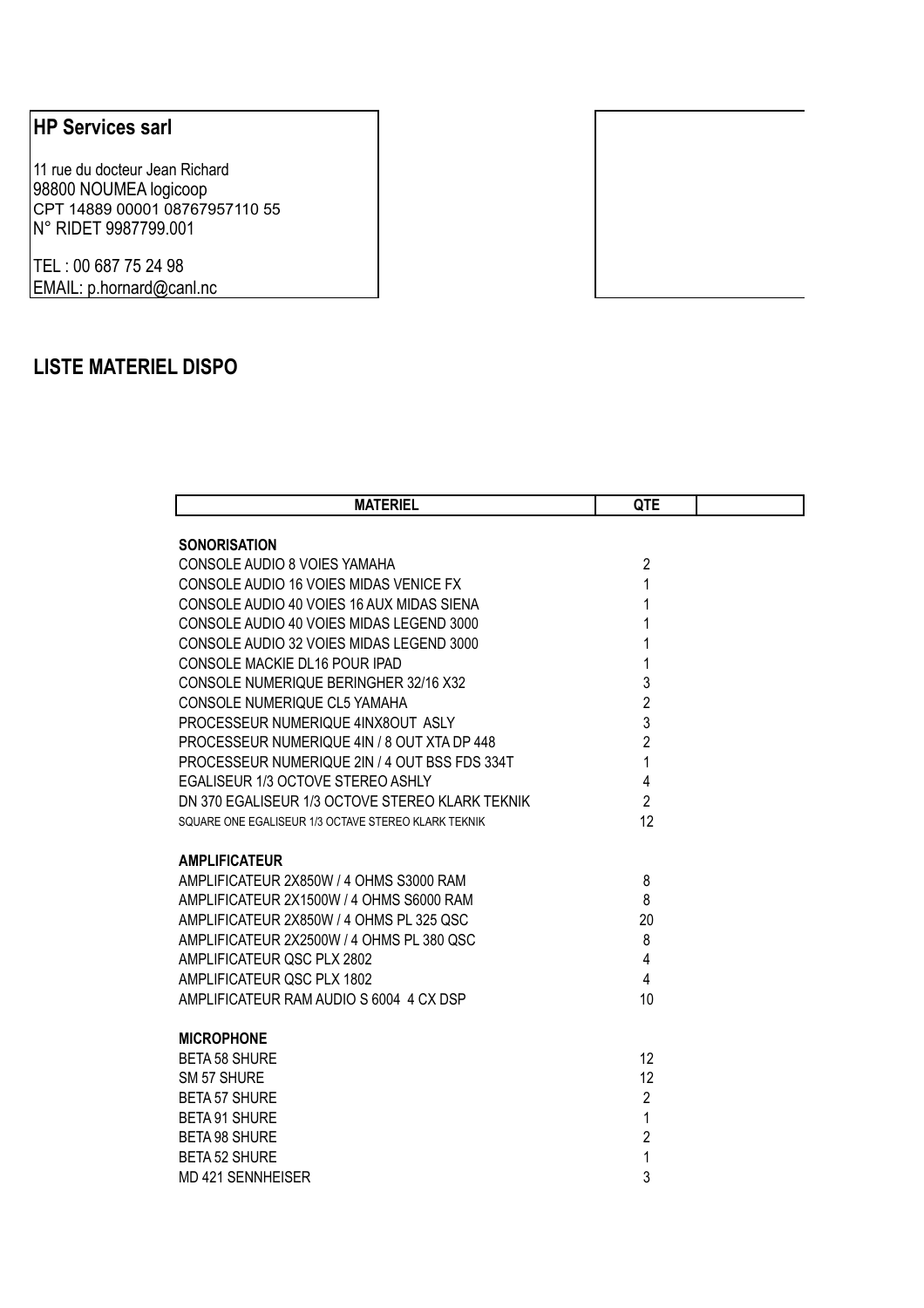**HP Services sarl**

11 rue du docteur Jean Richard
98800 NOUMEA logicoop
CPT 14889 00001 08767957110 55
N° RIDET 9987799.001

TEL : 00 687 75 24 98
EMAIL: p.hornard@canl.nc

## LISTE MATERIEL DISPO

| MATERIEL | QTE | |
|---|---|---|
| **SONORISATION** | | |
| CONSOLE AUDIO 8 VOIES YAMAHA | 2 | |
| CONSOLE AUDIO 16 VOIES MIDAS VENICE FX | 1 | |
| CONSOLE AUDIO 40 VOIES 16 AUX MIDAS SIENA | 1 | |
| CONSOLE AUDIO 40 VOIES MIDAS LEGEND 3000 | 1 | |
| CONSOLE AUDIO 32 VOIES MIDAS LEGEND 3000 | 1 | |
| CONSOLE MACKIE DL16 POUR IPAD | 1 | |
| CONSOLE NUMERIQUE BERINGHER 32/16 X32 | 3 | |
| CONSOLE NUMERIQUE CL5 YAMAHA | 2 | |
| PROCESSEUR NUMERIQUE 4INX8OUT ASLY | 3 | |
| PROCESSEUR NUMERIQUE 4IN / 8 OUT XTA DP 448 | 2 | |
| PROCESSEUR NUMERIQUE 2IN / 4 OUT BSS FDS 334T | 1 | |
| EGALISEUR 1/3 OCTOVE STEREO ASHLY | 4 | |
| DN 370 EGALISEUR 1/3 OCTOVE STEREO KLARK TEKNIK | 2 | |
| SQUARE ONE EGALISEUR 1/3 OCTAVE STEREO KLARK TEKNIK | 12 | |
| **AMPLIFICATEUR** | | |
| AMPLIFICATEUR 2X850W / 4 OHMS S3000 RAM | 8 | |
| AMPLIFICATEUR 2X1500W / 4 OHMS S6000 RAM | 8 | |
| AMPLIFICATEUR 2X850W / 4 OHMS PL 325 QSC | 20 | |
| AMPLIFICATEUR 2X2500W / 4 OHMS PL 380 QSC | 8 | |
| AMPLIFICATEUR QSC PLX 2802 | 4 | |
| AMPLIFICATEUR QSC PLX 1802 | 4 | |
| AMPLIFICATEUR RAM AUDIO S 6004 4 CX DSP | 10 | |
| **MICROPHONE** | | |
| BETA 58 SHURE | 12 | |
| SM 57 SHURE | 12 | |
| BETA 57 SHURE | 2 | |
| BETA 91 SHURE | 1 | |
| BETA 98 SHURE | 2 | |
| BETA 52 SHURE | 1 | |
| MD 421 SENNHEISER | 3 | |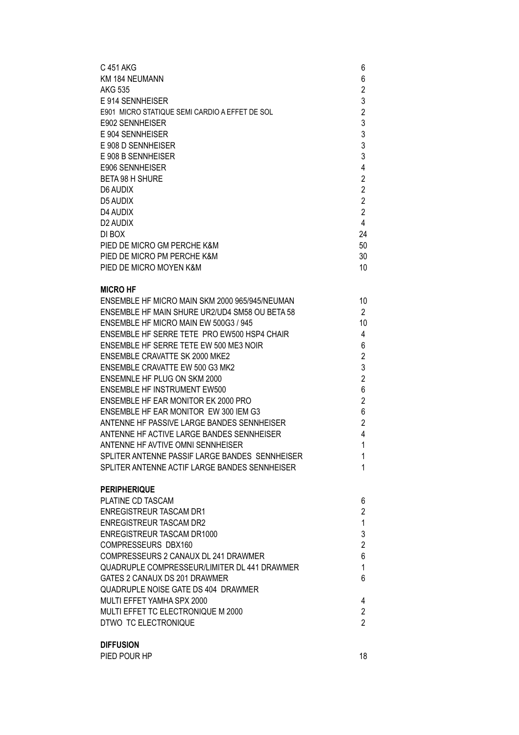| | |
|---|---|
| C 451 AKG | 6 |
| KM 184 NEUMANN | 6 |
| AKG 535 | 2 |
| E 914 SENNHEISER | 3 |
| E901 MICRO STATIQUE SEMI CARDIO A EFFET DE SOL | 2 |
| E902 SENNHEISER | 3 |
| E 904 SENNHEISER | 3 |
| E 908 D SENNHEISER | 3 |
| E 908 B SENNHEISER | 3 |
| E906 SENNHEISER | 4 |
| BETA 98 H SHURE | 2 |
| D6 AUDIX | 2 |
| D5 AUDIX | 2 |
| D4 AUDIX | 2 |
| D2 AUDIX | 4 |
| DI BOX | 24 |
| PIED DE MICRO GM PERCHE K&M | 50 |
| PIED DE MICRO PM PERCHE K&M | 30 |
| PIED DE MICRO MOYEN K&M | 10 |

**MICRO HF**

| | |
|---|---|
| ENSEMBLE HF MICRO MAIN SKM 2000 965/945/NEUMAN | 10 |
| ENSEMBLE HF MAIN SHURE UR2/UD4 SM58 OU BETA 58 | 2 |
| ENSEMBLE HF MICRO MAIN EW 500G3 / 945 | 10 |
| ENSEMBLE HF SERRE TETE PRO EW500 HSP4 CHAIR | 4 |
| ENSEMBLE HF SERRE TETE EW 500 ME3 NOIR | 6 |
| ENSEMBLE CRAVATTE SK 2000 MKE2 | 2 |
| ENSEMBLE CRAVATTE EW 500 G3 MK2 | 3 |
| ENSEMNLE HF PLUG ON SKM 2000 | 2 |
| ENSEMBLE HF INSTRUMENT EW500 | 6 |
| ENSEMBLE HF EAR MONITOR EK 2000 PRO | 2 |
| ENSEMBLE HF EAR MONITOR EW 300 IEM G3 | 6 |
| ANTENNE HF PASSIVE LARGE BANDES SENNHEISER | 2 |
| ANTENNE HF ACTIVE LARGE BANDES SENNHEISER | 4 |
| ANTENNE HF AVTIVE OMNI SENNHEISER | 1 |
| SPLITER ANTENNE PASSIF LARGE BANDES SENNHEISER | 1 |
| SPLITER ANTENNE ACTIF LARGE BANDES SENNHEISER | 1 |

**PERIPHERIQUE**

| | |
|---|---|
| PLATINE CD TASCAM | 6 |
| ENREGISTREUR TASCAM DR1 | 2 |
| ENREGISTREUR TASCAM DR2 | 1 |
| ENREGISTREUR TASCAM DR1000 | 3 |
| COMPRESSEURS DBX160 | 2 |
| COMPRESSEURS 2 CANAUX DL 241 DRAWMER | 6 |
| QUADRUPLE COMPRESSEUR/LIMITER DL 441 DRAWMER | 1 |
| GATES 2 CANAUX DS 201 DRAWMER | 6 |
| QUADRUPLE NOISE GATE DS 404 DRAWMER | |
| MULTI EFFET YAMHA SPX 2000 | 4 |
| MULTI EFFET TC ELECTRONIQUE M 2000 | 2 |
| DTWO TC ELECTRONIQUE | 2 |

**DIFFUSION**

| | |
|---|---|
| PIED POUR HP | 18 |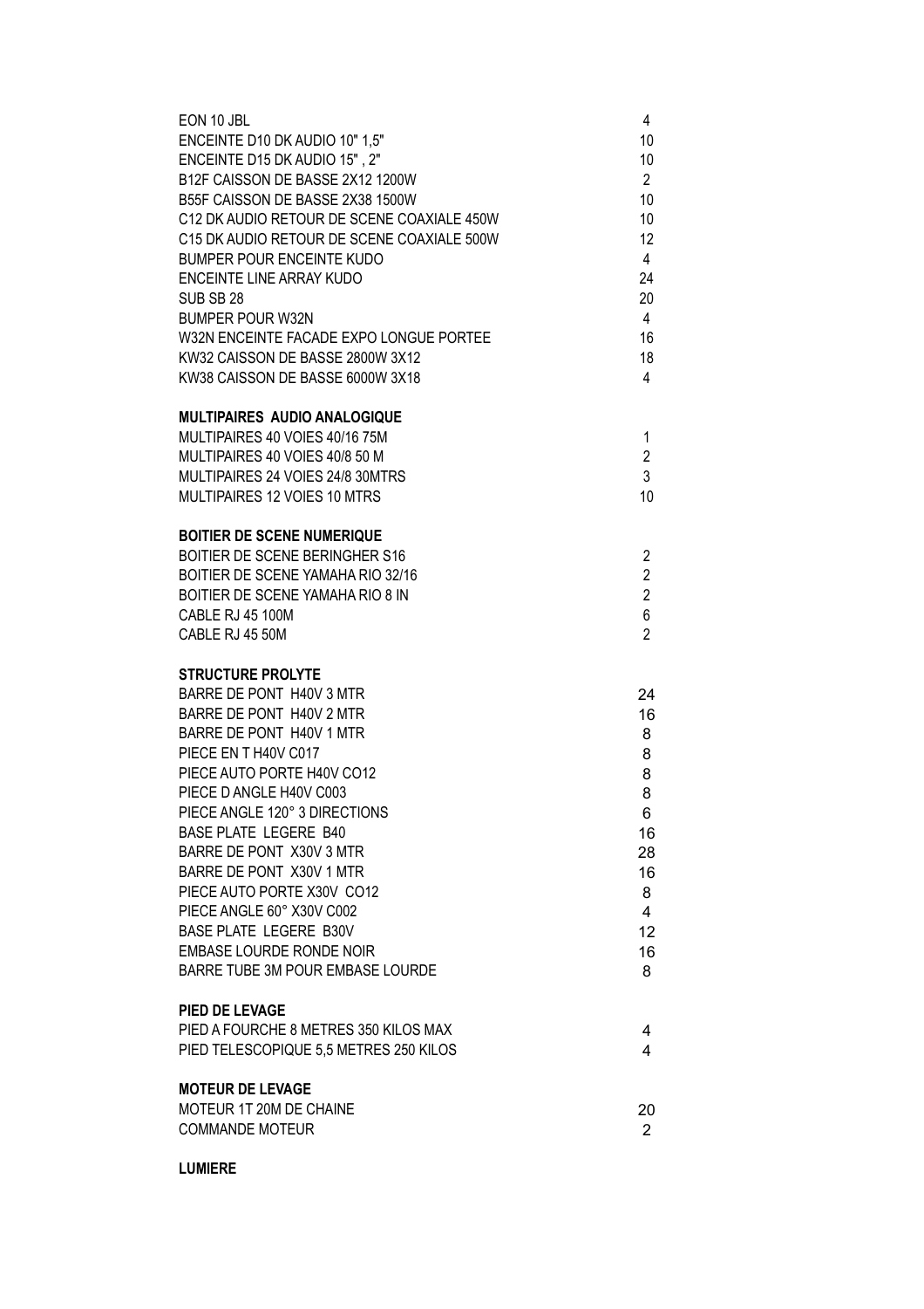| | |
|---|---|
| EON 10 JBL | 4 |
| ENCEINTE D10 DK AUDIO 10" 1,5" | 10 |
| ENCEINTE D15 DK AUDIO 15" , 2" | 10 |
| B12F CAISSON DE BASSE 2X12 1200W | 2 |
| B55F CAISSON DE BASSE 2X38 1500W | 10 |
| C12 DK AUDIO RETOUR DE SCENE COAXIALE 450W | 10 |
| C15 DK AUDIO RETOUR DE SCENE COAXIALE 500W | 12 |
| BUMPER POUR ENCEINTE KUDO | 4 |
| ENCEINTE LINE ARRAY KUDO | 24 |
| SUB SB 28 | 20 |
| BUMPER POUR W32N | 4 |
| W32N ENCEINTE FACADE EXPO LONGUE PORTEE | 16 |
| KW32 CAISSON DE BASSE 2800W 3X12 | 18 |
| KW38 CAISSON DE BASSE 6000W 3X18 | 4 |

**MULTIPAIRES AUDIO ANALOGIQUE**

| | |
|---|---|
| MULTIPAIRES 40 VOIES 40/16 75M | 1 |
| MULTIPAIRES 40 VOIES 40/8 50 M | 2 |
| MULTIPAIRES 24 VOIES 24/8 30MTRS | 3 |
| MULTIPAIRES 12 VOIES 10 MTRS | 10 |

**BOITIER DE SCENE NUMERIQUE**

| | |
|---|---|
| BOITIER DE SCENE BERINGHER S16 | 2 |
| BOITIER DE SCENE YAMAHA RIO 32/16 | 2 |
| BOITIER DE SCENE YAMAHA RIO 8 IN | 2 |
| CABLE RJ 45 100M | 6 |
| CABLE RJ 45 50M | 2 |

**STRUCTURE PROLYTE**

| | |
|---|---|
| BARRE DE PONT H40V 3 MTR | 24 |
| BARRE DE PONT H40V 2 MTR | 16 |
| BARRE DE PONT H40V 1 MTR | 8 |
| PIECE EN T H40V C017 | 8 |
| PIECE AUTO PORTE H40V CO12 | 8 |
| PIECE D ANGLE H40V C003 | 8 |
| PIECE ANGLE 120° 3 DIRECTIONS | 6 |
| BASE PLATE LEGERE B40 | 16 |
| BARRE DE PONT X30V 3 MTR | 28 |
| BARRE DE PONT X30V 1 MTR | 16 |
| PIECE AUTO PORTE X30V CO12 | 8 |
| PIECE ANGLE 60° X30V C002 | 4 |
| BASE PLATE LEGERE B30V | 12 |
| EMBASE LOURDE RONDE NOIR | 16 |
| BARRE TUBE 3M POUR EMBASE LOURDE | 8 |

**PIED DE LEVAGE**

| | |
|---|---|
| PIED A FOURCHE 8 METRES 350 KILOS MAX | 4 |
| PIED TELESCOPIQUE 5,5 METRES 250 KILOS | 4 |

**MOTEUR DE LEVAGE**

| | |
|---|---|
| MOTEUR 1T 20M DE CHAINE | 20 |
| COMMANDE MOTEUR | 2 |

**LUMIERE**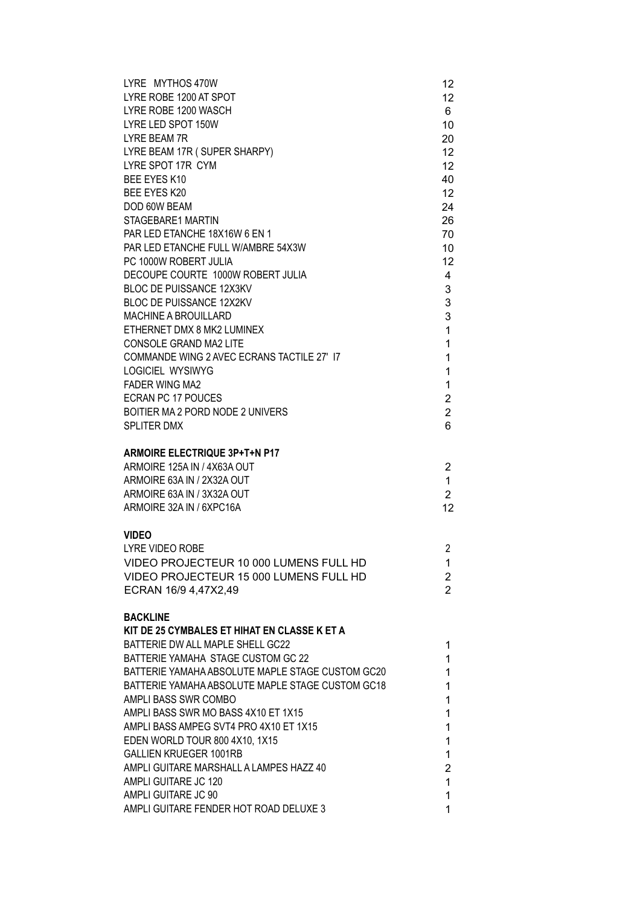| | |
|---|---|
| LYRE MYTHOS 470W | 12 |
| LYRE ROBE 1200 AT SPOT | 12 |
| LYRE ROBE 1200 WASCH | 6 |
| LYRE LED SPOT 150W | 10 |
| LYRE BEAM 7R | 20 |
| LYRE BEAM 17R ( SUPER SHARPY) | 12 |
| LYRE SPOT 17R CYM | 12 |
| BEE EYES K10 | 40 |
| BEE EYES K20 | 12 |
| DOD 60W BEAM | 24 |
| STAGEBARE1 MARTIN | 26 |
| PAR LED ETANCHE 18X16W 6 EN 1 | 70 |
| PAR LED ETANCHE FULL W/AMBRE 54X3W | 10 |
| PC 1000W ROBERT JULIA | 12 |
| DECOUPE COURTE 1000W ROBERT JULIA | 4 |
| BLOC DE PUISSANCE 12X3KV | 3 |
| BLOC DE PUISSANCE 12X2KV | 3 |
| MACHINE A BROUILLARD | 3 |
| ETHERNET DMX 8 MK2 LUMINEX | 1 |
| CONSOLE GRAND MA2 LITE | 1 |
| COMMANDE WING 2 AVEC ECRANS TACTILE 27' I7 | 1 |
| LOGICIEL WYSIWYG | 1 |
| FADER WING MA2 | 1 |
| ECRAN PC 17 POUCES | 2 |
| BOITIER MA 2 PORD NODE 2 UNIVERS | 2 |
| SPLITER DMX | 6 |

**ARMOIRE ELECTRIQUE 3P+T+N P17**

| | |
|---|---|
| ARMOIRE 125A IN / 4X63A OUT | 2 |
| ARMOIRE 63A IN / 2X32A OUT | 1 |
| ARMOIRE 63A IN / 3X32A OUT | 2 |
| ARMOIRE 32A IN / 6XPC16A | 12 |

**VIDEO**

| | |
|---|---|
| LYRE VIDEO ROBE | 2 |
| VIDEO PROJECTEUR 10 000 LUMENS FULL HD | 1 |
| VIDEO PROJECTEUR 15 000 LUMENS FULL HD | 2 |
| ECRAN 16/9 4,47X2,49 | 2 |

**BACKLINE**

**KIT DE 25 CYMBALES ET HIHAT EN CLASSE K ET A**

| | |
|---|---|
| BATTERIE DW ALL MAPLE SHELL GC22 | 1 |
| BATTERIE YAMAHA STAGE CUSTOM GC 22 | 1 |
| BATTERIE YAMAHA ABSOLUTE MAPLE STAGE CUSTOM GC20 | 1 |
| BATTERIE YAMAHA ABSOLUTE MAPLE STAGE CUSTOM GC18 | 1 |
| AMPLI BASS SWR COMBO | 1 |
| AMPLI BASS SWR MO BASS 4X10 ET 1X15 | 1 |
| AMPLI BASS AMPEG SVT4 PRO 4X10 ET 1X15 | 1 |
| EDEN WORLD TOUR 800 4X10, 1X15 | 1 |
| GALLIEN KRUEGER 1001RB | 1 |
| AMPLI GUITARE MARSHALL A LAMPES HAZZ 40 | 2 |
| AMPLI GUITARE JC 120 | 1 |
| AMPLI GUITARE JC 90 | 1 |
| AMPLI GUITARE FENDER HOT ROAD DELUXE 3 | 1 |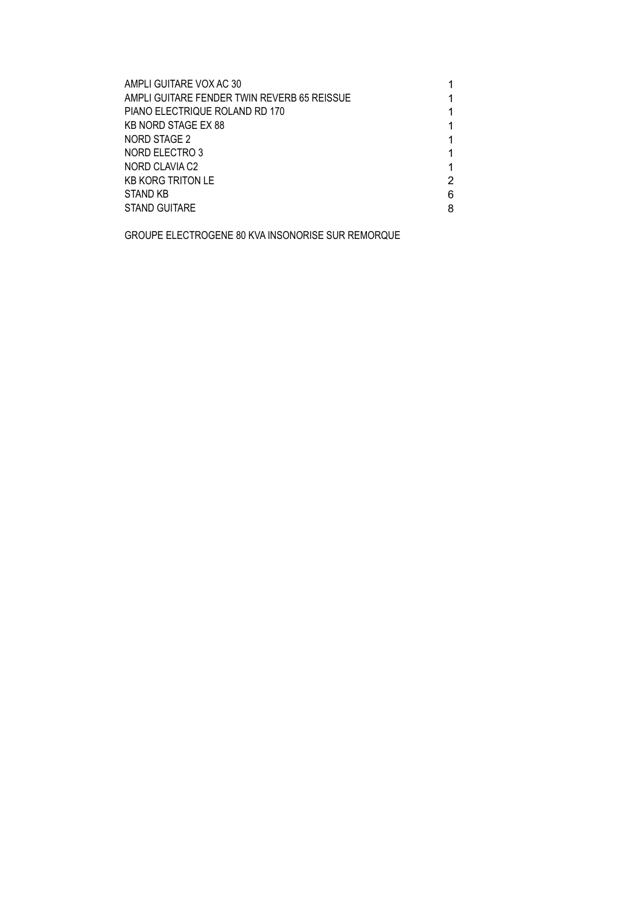| | |
|---|---|
| AMPLI GUITARE VOX AC 30 | 1 |
| AMPLI GUITARE FENDER TWIN REVERB 65 REISSUE | 1 |
| PIANO ELECTRIQUE ROLAND RD 170 | 1 |
| KB NORD STAGE EX 88 | 1 |
| NORD STAGE 2 | 1 |
| NORD ELECTRO 3 | 1 |
| NORD CLAVIA C2 | 1 |
| KB KORG TRITON LE | 2 |
| STAND KB | 6 |
| STAND GUITARE | 8 |

GROUPE ELECTROGENE 80 KVA INSONORISE SUR REMORQUE